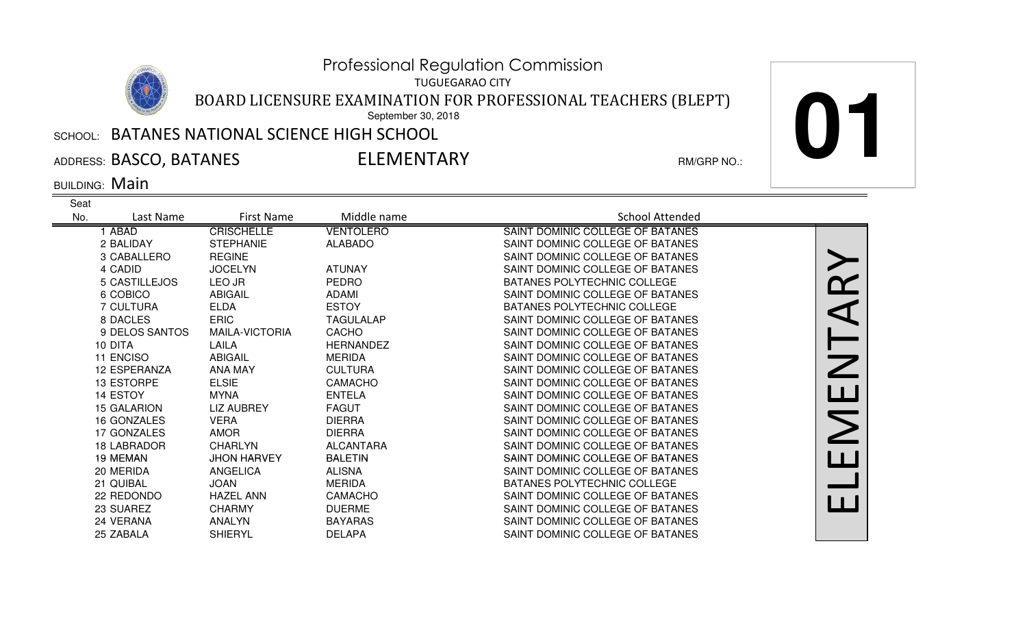# Professional Regulation Commission

TUGUEGARAO CITY

## BOARD LICENSURE EXAMINATION FOR PROFESSIONAL TEACHERS (BLEPT)

September 30, 2018

SCHOOL: BATANES NATIONAL SCIENCE HIGH SCHOOL

ADDRESS: BASCO, BATANES

ELEMENTARY

RM/GRP NO.: **01**

BUILDING: Main

| Seat No. | Last Name | First Name | Middle name | School Attended |
|---|---|---|---|---|
| 1 | ABAD | CRISCHELLE | VENTOLERO | SAINT DOMINIC COLLEGE OF BATANES |
| 2 | BALIDAY | STEPHANIE | ALABADO | SAINT DOMINIC COLLEGE OF BATANES |
| 3 | CABALLERO | REGINE | | SAINT DOMINIC COLLEGE OF BATANES |
| 4 | CADID | JOCELYN | ATUNAY | SAINT DOMINIC COLLEGE OF BATANES |
| 5 | CASTILLEJOS | LEO JR | PEDRO | BATANES POLYTECHNIC COLLEGE |
| 6 | COBICO | ABIGAIL | ADAMI | SAINT DOMINIC COLLEGE OF BATANES |
| 7 | CULTURA | ELDA | ESTOY | BATANES POLYTECHNIC COLLEGE |
| 8 | DACLES | ERIC | TAGULALAP | SAINT DOMINIC COLLEGE OF BATANES |
| 9 | DELOS SANTOS | MAILA-VICTORIA | CACHO | SAINT DOMINIC COLLEGE OF BATANES |
| 10 | DITA | LAILA | HERNANDEZ | SAINT DOMINIC COLLEGE OF BATANES |
| 11 | ENCISO | ABIGAIL | MERIDA | SAINT DOMINIC COLLEGE OF BATANES |
| 12 | ESPERANZA | ANA MAY | CULTURA | SAINT DOMINIC COLLEGE OF BATANES |
| 13 | ESTORPE | ELSIE | CAMACHO | SAINT DOMINIC COLLEGE OF BATANES |
| 14 | ESTOY | MYNA | ENTELA | SAINT DOMINIC COLLEGE OF BATANES |
| 15 | GALARION | LIZ AUBREY | FAGUT | SAINT DOMINIC COLLEGE OF BATANES |
| 16 | GONZALES | VERA | DIERRA | SAINT DOMINIC COLLEGE OF BATANES |
| 17 | GONZALES | AMOR | DIERRA | SAINT DOMINIC COLLEGE OF BATANES |
| 18 | LABRADOR | CHARLYN | ALCANTARA | SAINT DOMINIC COLLEGE OF BATANES |
| 19 | MEMAN | JHON HARVEY | BALETIN | SAINT DOMINIC COLLEGE OF BATANES |
| 20 | MERIDA | ANGELICA | ALISNA | SAINT DOMINIC COLLEGE OF BATANES |
| 21 | QUIBAL | JOAN | MERIDA | BATANES POLYTECHNIC COLLEGE |
| 22 | REDONDO | HAZEL ANN | CAMACHO | SAINT DOMINIC COLLEGE OF BATANES |
| 23 | SUAREZ | CHARMY | DUERME | SAINT DOMINIC COLLEGE OF BATANES |
| 24 | VERANA | ANALYN | BAYARAS | SAINT DOMINIC COLLEGE OF BATANES |
| 25 | ZABALA | SHIERYL | DELAPA | SAINT DOMINIC COLLEGE OF BATANES |

ELEMENTARY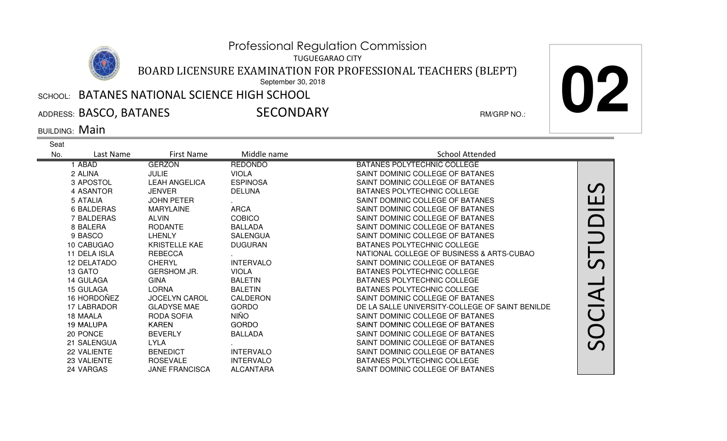# Professional Regulation Commission

TUGUEGARAO CITY

## BOARD LICENSURE EXAMINATION FOR PROFESSIONAL TEACHERS (BLEPT)

September 30, 2018

**02**

SCHOOL: BATANES NATIONAL SCIENCE HIGH SCHOOL

ADDRESS: BASCO, BATANES SECONDARY RM/GRP NO.:

BUILDING: Main

| Seat No. | Last Name | First Name | Middle name | School Attended |
|---|---|---|---|---|
| 1 | ABAD | GERZON | REDONDO | BATANES POLYTECHNIC COLLEGE |
| 2 | ALINA | JULIE | VIOLA | SAINT DOMINIC COLLEGE OF BATANES |
| 3 | APOSTOL | LEAH ANGELICA | ESPINOSA | SAINT DOMINIC COLLEGE OF BATANES |
| 4 | ASANTOR | JENVER | DELUNA | BATANES POLYTECHNIC COLLEGE |
| 5 | ATALIA | JOHN PETER | . | SAINT DOMINIC COLLEGE OF BATANES |
| 6 | BALDERAS | MARYLAINE | ARCA | SAINT DOMINIC COLLEGE OF BATANES |
| 7 | BALDERAS | ALVIN | COBICO | SAINT DOMINIC COLLEGE OF BATANES |
| 8 | BALERA | RODANTE | BALLADA | SAINT DOMINIC COLLEGE OF BATANES |
| 9 | BASCO | LHENLY | SALENGUA | SAINT DOMINIC COLLEGE OF BATANES |
| 10 | CABUGAO | KRISTELLE KAE | DUGURAN | BATANES POLYTECHNIC COLLEGE |
| 11 | DELA ISLA | REBECCA | . | NATIONAL COLLEGE OF BUSINESS & ARTS-CUBAO |
| 12 | DELATADO | CHERYL | INTERVALO | SAINT DOMINIC COLLEGE OF BATANES |
| 13 | GATO | GERSHOM JR. | VIOLA | BATANES POLYTECHNIC COLLEGE |
| 14 | GULAGA | GINA | BALETIN | BATANES POLYTECHNIC COLLEGE |
| 15 | GULAGA | LORNA | BALETIN | BATANES POLYTECHNIC COLLEGE |
| 16 | HORDOÑEZ | JOCELYN CAROL | CALDERON | SAINT DOMINIC COLLEGE OF BATANES |
| 17 | LABRADOR | GLADYSE MAE | GORDO | DE LA SALLE UNIVERSITY-COLLEGE OF SAINT BENILDE |
| 18 | MAALA | RODA SOFIA | NIÑO | SAINT DOMINIC COLLEGE OF BATANES |
| 19 | MALUPA | KAREN | GORDO | SAINT DOMINIC COLLEGE OF BATANES |
| 20 | PONCE | BEVERLY | BALLADA | SAINT DOMINIC COLLEGE OF BATANES |
| 21 | SALENGUA | LYLA | . | SAINT DOMINIC COLLEGE OF BATANES |
| 22 | VALIENTE | BENEDICT | INTERVALO | SAINT DOMINIC COLLEGE OF BATANES |
| 23 | VALIENTE | ROSEVALE | INTERVALO | BATANES POLYTECHNIC COLLEGE |
| 24 | VARGAS | JANE FRANCISCA | ALCANTARA | SAINT DOMINIC COLLEGE OF BATANES |

SOCIAL STUDIES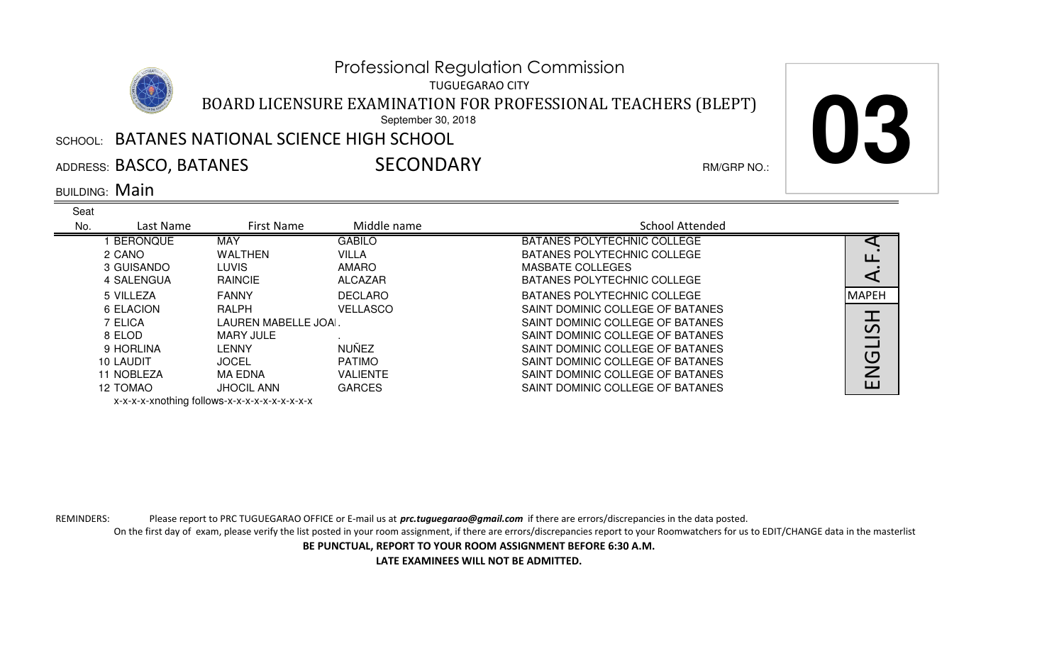# Professional Regulation Commission

TUGUEGARAO CITY

## BOARD LICENSURE EXAMINATION FOR PROFESSIONAL TEACHERS (BLEPT)

September 30, 2018

**03**

SCHOOL: BATANES NATIONAL SCIENCE HIGH SCHOOL

ADDRESS: BASCO, BATANES — SECONDARY — RM/GRP NO.:

BUILDING: Main

| Seat No. | Last Name | First Name | Middle name | School Attended | |
|---|---|---|---|---|---|
| 1 | BERONQUE | MAY | GABILO | BATANES POLYTECHNIC COLLEGE | A.F.A |
| 2 | CANO | WALTHEN | VILLA | BATANES POLYTECHNIC COLLEGE | A.F.A |
| 3 | GUISANDO | LUVIS | AMARO | MASBATE COLLEGES | A.F.A |
| 4 | SALENGUA | RAINCIE | ALCAZAR | BATANES POLYTECHNIC COLLEGE | A.F.A |
| 5 | VILLEZA | FANNY | DECLARO | BATANES POLYTECHNIC COLLEGE | MAPEH |
| 6 | ELACION | RALPH | VELLASCO | SAINT DOMINIC COLLEGE OF BATANES | ENGLISH |
| 7 | ELICA | LAUREN MABELLE JOAI | . | SAINT DOMINIC COLLEGE OF BATANES | ENGLISH |
| 8 | ELOD | MARY JULE | . | SAINT DOMINIC COLLEGE OF BATANES | ENGLISH |
| 9 | HORLINA | LENNY | NUÑEZ | SAINT DOMINIC COLLEGE OF BATANES | ENGLISH |
| 10 | LAUDIT | JOCEL | PATIMO | SAINT DOMINIC COLLEGE OF BATANES | ENGLISH |
| 11 | NOBLEZA | MA EDNA | VALIENTE | SAINT DOMINIC COLLEGE OF BATANES | ENGLISH |
| 12 | TOMAO | JHOCIL ANN | GARCES | SAINT DOMINIC COLLEGE OF BATANES | ENGLISH |

x-x-x-x-xnothing follows-x-x-x-x-x-x-x-x-x-x

REMINDERS: Please report to PRC TUGUEGARAO OFFICE or E-mail us at ***prc.tuguegarao@gmail.com*** if there are errors/discrepancies in the data posted.

On the first day of exam, please verify the list posted in your room assignment, if there are errors/discrepancies report to your Roomwatchers for us to EDIT/CHANGE data in the masterlist

**BE PUNCTUAL, REPORT TO YOUR ROOM ASSIGNMENT BEFORE 6:30 A.M.**

**LATE EXAMINEES WILL NOT BE ADMITTED.**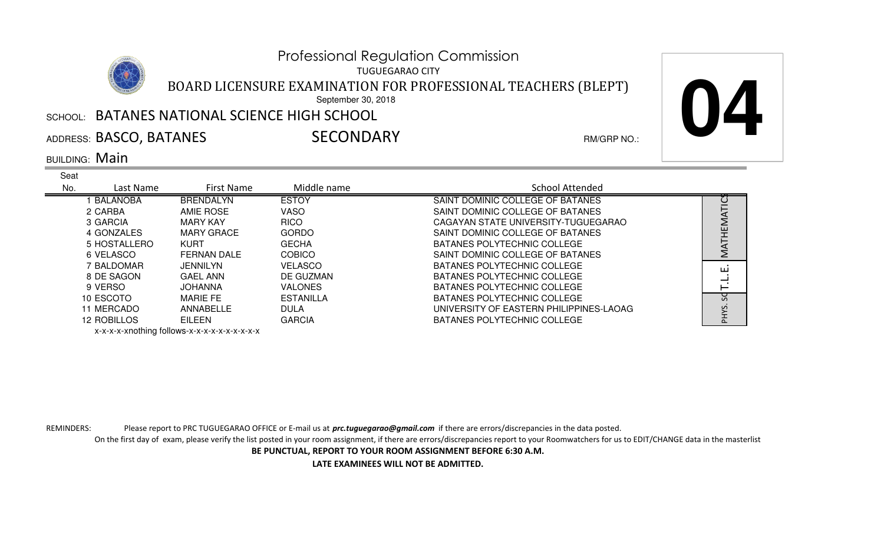# Professional Regulation Commission

TUGUEGARAO CITY

BOARD LICENSURE EXAMINATION FOR PROFESSIONAL TEACHERS (BLEPT)

September 30, 2018

SCHOOL: BATANES NATIONAL SCIENCE HIGH SCHOOL

ADDRESS: BASCO, BATANES  **SECONDARY**  RM/GRP NO.: **04**

BUILDING: Main

| Seat No. | Last Name | First Name | Middle name | School Attended | |
|---|---|---|---|---|---|
| 1 | BALANOBA | BRENDALYN | ESTOY | SAINT DOMINIC COLLEGE OF BATANES | MATHEMATICS |
| 2 | CARBA | AMIE ROSE | VASO | SAINT DOMINIC COLLEGE OF BATANES | |
| 3 | GARCIA | MARY KAY | RICO | CAGAYAN STATE UNIVERSITY-TUGUEGARAO | |
| 4 | GONZALES | MARY GRACE | GORDO | SAINT DOMINIC COLLEGE OF BATANES | |
| 5 | HOSTALLERO | KURT | GECHA | BATANES POLYTECHNIC COLLEGE | |
| 6 | VELASCO | FERNAN DALE | COBICO | SAINT DOMINIC COLLEGE OF BATANES | |
| 7 | BALDOMAR | JENNILYN | VELASCO | BATANES POLYTECHNIC COLLEGE | T.L.E. |
| 8 | DE SAGON | GAEL ANN | DE GUZMAN | BATANES POLYTECHNIC COLLEGE | |
| 9 | VERSO | JOHANNA | VALONES | BATANES POLYTECHNIC COLLEGE | |
| 10 | ESCOTO | MARIE FE | ESTANILLA | BATANES POLYTECHNIC COLLEGE | PHYS. SC |
| 11 | MERCADO | ANNABELLE | DULA | UNIVERSITY OF EASTERN PHILIPPINES-LAOAG | |
| 12 | ROBILLOS | EILEEN | GARCIA | BATANES POLYTECHNIC COLLEGE | |

x-x-x-x-xnothing follows-x-x-x-x-x-x-x-x-x-x

REMINDERS: Please report to PRC TUGUEGARAO OFFICE or E-mail us at ***prc.tuguegarao@gmail.com*** if there are errors/discrepancies in the data posted.

On the first day of exam, please verify the list posted in your room assignment, if there are errors/discrepancies report to your Roomwatchers for us to EDIT/CHANGE data in the masterlist

**BE PUNCTUAL, REPORT TO YOUR ROOM ASSIGNMENT BEFORE 6:30 A.M.**

**LATE EXAMINEES WILL NOT BE ADMITTED.**